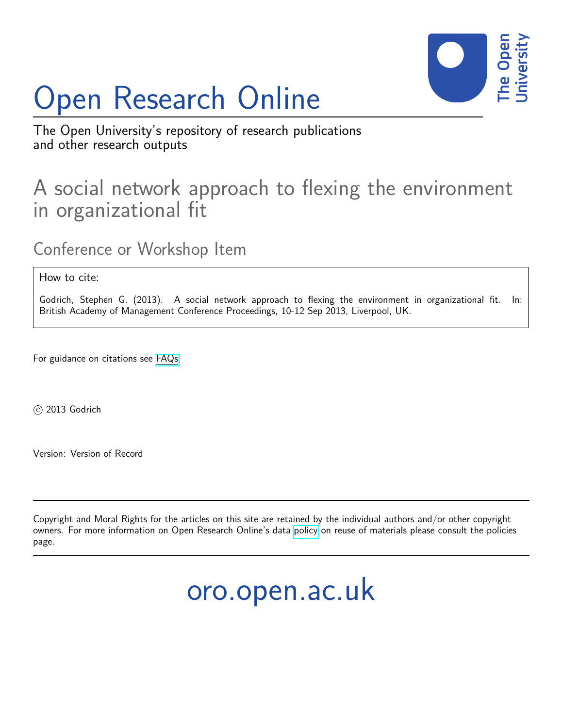# Open Research Online

The Open University's repository of research publications and other research outputs

## A social network approach to flexing the environment in organizational fit

### Conference or Workshop Item

How to cite:

Godrich, Stephen G. (2013). A social network approach to flexing the environment in organizational fit. In: British Academy of Management Conference Proceedings, 10-12 Sep 2013, Liverpool, UK.

For guidance on citations see FAQs.

© 2013 Godrich

Version: Version of Record

Copyright and Moral Rights for the articles on this site are retained by the individual authors and/or other copyright owners. For more information on Open Research Online's data policy on reuse of materials please consult the policies page.

oro.open.ac.uk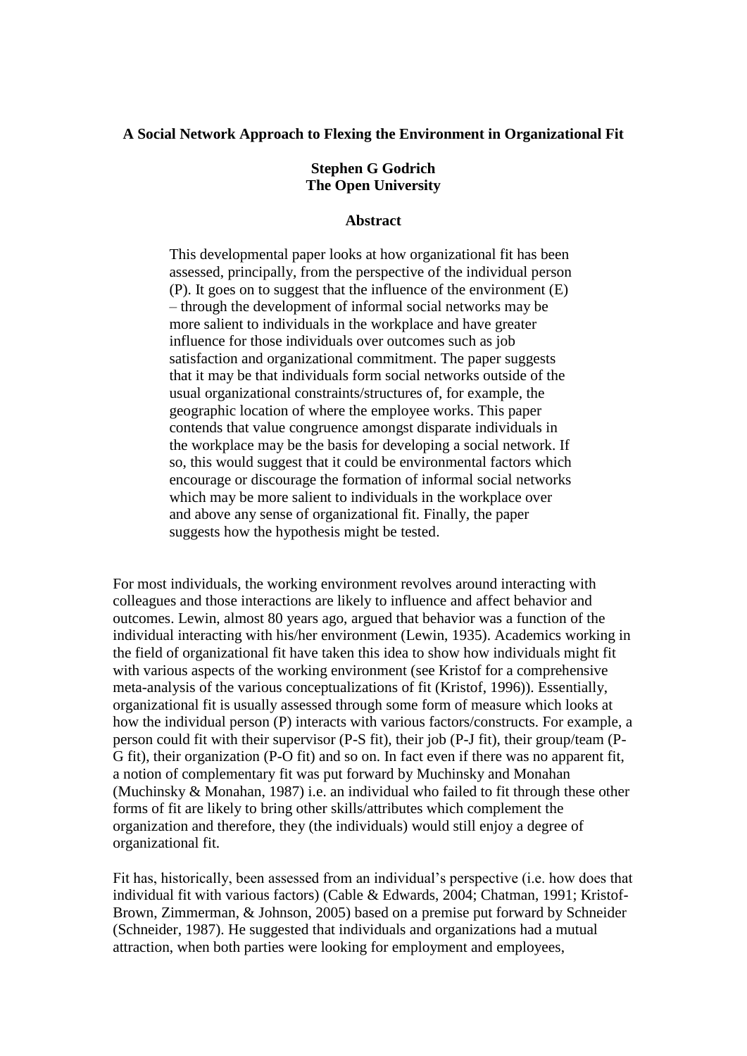**A Social Network Approach to Flexing the Environment in Organizational Fit**

**Stephen G Godrich**
**The Open University**

**Abstract**

> This developmental paper looks at how organizational fit has been assessed, principally, from the perspective of the individual person (P). It goes on to suggest that the influence of the environment (E) – through the development of informal social networks may be more salient to individuals in the workplace and have greater influence for those individuals over outcomes such as job satisfaction and organizational commitment. The paper suggests that it may be that individuals form social networks outside of the usual organizational constraints/structures of, for example, the geographic location of where the employee works. This paper contends that value congruence amongst disparate individuals in the workplace may be the basis for developing a social network. If so, this would suggest that it could be environmental factors which encourage or discourage the formation of informal social networks which may be more salient to individuals in the workplace over and above any sense of organizational fit. Finally, the paper suggests how the hypothesis might be tested.

For most individuals, the working environment revolves around interacting with colleagues and those interactions are likely to influence and affect behavior and outcomes. Lewin, almost 80 years ago, argued that behavior was a function of the individual interacting with his/her environment (Lewin, 1935). Academics working in the field of organizational fit have taken this idea to show how individuals might fit with various aspects of the working environment (see Kristof for a comprehensive meta-analysis of the various conceptualizations of fit (Kristof, 1996)). Essentially, organizational fit is usually assessed through some form of measure which looks at how the individual person (P) interacts with various factors/constructs. For example, a person could fit with their supervisor (P-S fit), their job (P-J fit), their group/team (P-G fit), their organization (P-O fit) and so on. In fact even if there was no apparent fit, a notion of complementary fit was put forward by Muchinsky and Monahan (Muchinsky & Monahan, 1987) i.e. an individual who failed to fit through these other forms of fit are likely to bring other skills/attributes which complement the organization and therefore, they (the individuals) would still enjoy a degree of organizational fit.

Fit has, historically, been assessed from an individual's perspective (i.e. how does that individual fit with various factors) (Cable & Edwards, 2004; Chatman, 1991; Kristof-Brown, Zimmerman, & Johnson, 2005) based on a premise put forward by Schneider (Schneider, 1987). He suggested that individuals and organizations had a mutual attraction, when both parties were looking for employment and employees,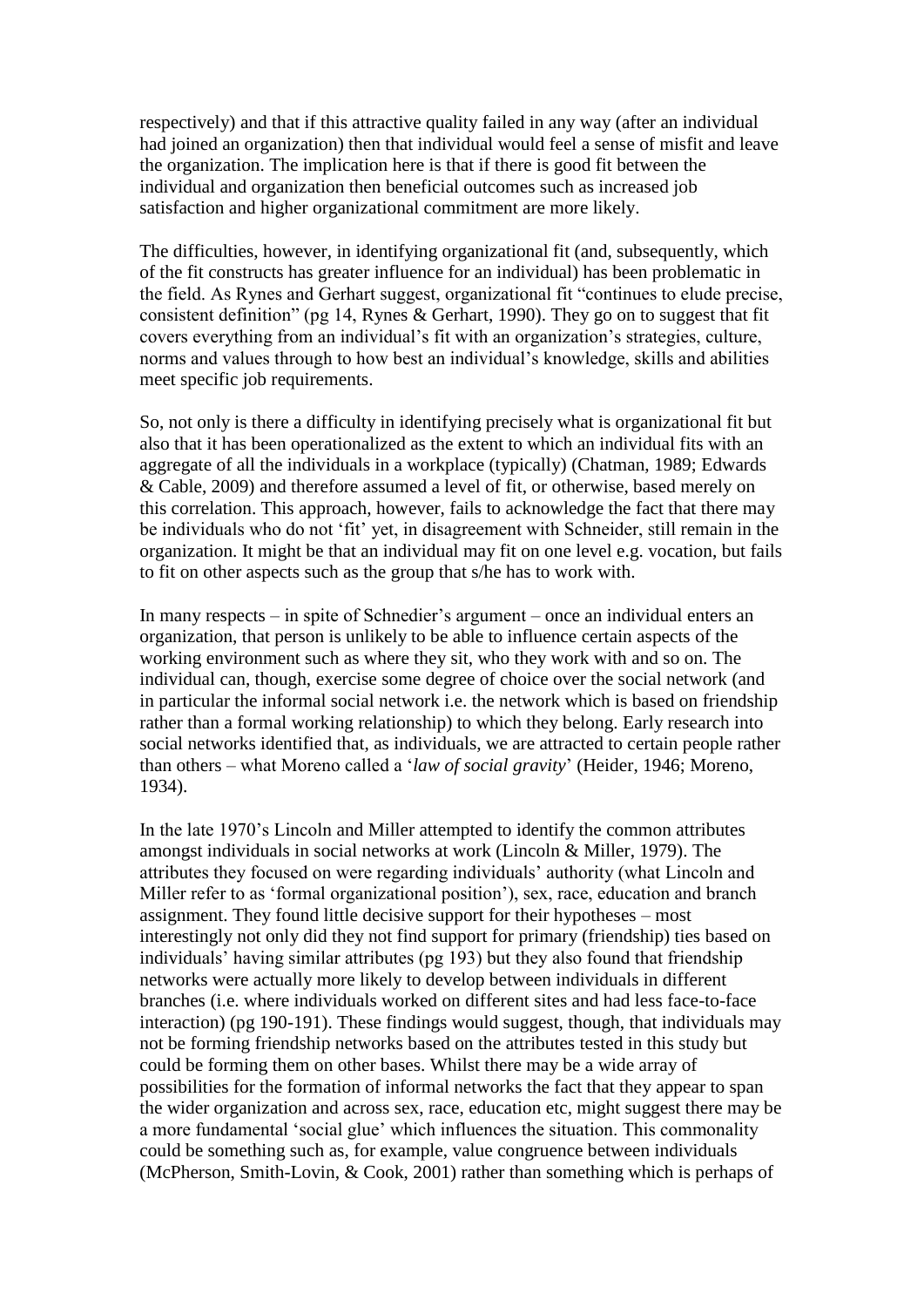respectively) and that if this attractive quality failed in any way (after an individual had joined an organization) then that individual would feel a sense of misfit and leave the organization. The implication here is that if there is good fit between the individual and organization then beneficial outcomes such as increased job satisfaction and higher organizational commitment are more likely.

The difficulties, however, in identifying organizational fit (and, subsequently, which of the fit constructs has greater influence for an individual) has been problematic in the field. As Rynes and Gerhart suggest, organizational fit "continues to elude precise, consistent definition" (pg 14, Rynes & Gerhart, 1990). They go on to suggest that fit covers everything from an individual's fit with an organization's strategies, culture, norms and values through to how best an individual's knowledge, skills and abilities meet specific job requirements.

So, not only is there a difficulty in identifying precisely what is organizational fit but also that it has been operationalized as the extent to which an individual fits with an aggregate of all the individuals in a workplace (typically) (Chatman, 1989; Edwards & Cable, 2009) and therefore assumed a level of fit, or otherwise, based merely on this correlation. This approach, however, fails to acknowledge the fact that there may be individuals who do not 'fit' yet, in disagreement with Schneider, still remain in the organization. It might be that an individual may fit on one level e.g. vocation, but fails to fit on other aspects such as the group that s/he has to work with.

In many respects – in spite of Schnedier's argument – once an individual enters an organization, that person is unlikely to be able to influence certain aspects of the working environment such as where they sit, who they work with and so on. The individual can, though, exercise some degree of choice over the social network (and in particular the informal social network i.e. the network which is based on friendship rather than a formal working relationship) to which they belong. Early research into social networks identified that, as individuals, we are attracted to certain people rather than others – what Moreno called a '*law of social gravity*' (Heider, 1946; Moreno, 1934).

In the late 1970's Lincoln and Miller attempted to identify the common attributes amongst individuals in social networks at work (Lincoln & Miller, 1979). The attributes they focused on were regarding individuals' authority (what Lincoln and Miller refer to as 'formal organizational position'), sex, race, education and branch assignment. They found little decisive support for their hypotheses – most interestingly not only did they not find support for primary (friendship) ties based on individuals' having similar attributes (pg 193) but they also found that friendship networks were actually more likely to develop between individuals in different branches (i.e. where individuals worked on different sites and had less face-to-face interaction) (pg 190-191). These findings would suggest, though, that individuals may not be forming friendship networks based on the attributes tested in this study but could be forming them on other bases. Whilst there may be a wide array of possibilities for the formation of informal networks the fact that they appear to span the wider organization and across sex, race, education etc, might suggest there may be a more fundamental 'social glue' which influences the situation. This commonality could be something such as, for example, value congruence between individuals (McPherson, Smith-Lovin, & Cook, 2001) rather than something which is perhaps of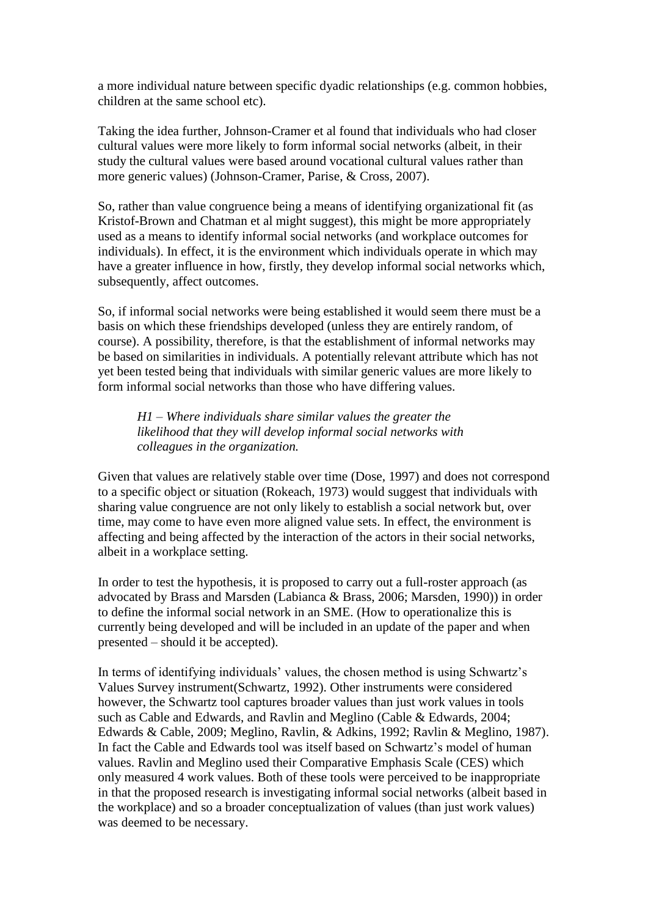a more individual nature between specific dyadic relationships (e.g. common hobbies, children at the same school etc).

Taking the idea further, Johnson-Cramer et al found that individuals who had closer cultural values were more likely to form informal social networks (albeit, in their study the cultural values were based around vocational cultural values rather than more generic values) (Johnson-Cramer, Parise, & Cross, 2007).

So, rather than value congruence being a means of identifying organizational fit (as Kristof-Brown and Chatman et al might suggest), this might be more appropriately used as a means to identify informal social networks (and workplace outcomes for individuals). In effect, it is the environment which individuals operate in which may have a greater influence in how, firstly, they develop informal social networks which, subsequently, affect outcomes.

So, if informal social networks were being established it would seem there must be a basis on which these friendships developed (unless they are entirely random, of course). A possibility, therefore, is that the establishment of informal networks may be based on similarities in individuals. A potentially relevant attribute which has not yet been tested being that individuals with similar generic values are more likely to form informal social networks than those who have differing values.

> *H1 – Where individuals share similar values the greater the likelihood that they will develop informal social networks with colleagues in the organization.*

Given that values are relatively stable over time (Dose, 1997) and does not correspond to a specific object or situation (Rokeach, 1973) would suggest that individuals with sharing value congruence are not only likely to establish a social network but, over time, may come to have even more aligned value sets. In effect, the environment is affecting and being affected by the interaction of the actors in their social networks, albeit in a workplace setting.

In order to test the hypothesis, it is proposed to carry out a full-roster approach (as advocated by Brass and Marsden (Labianca & Brass, 2006; Marsden, 1990)) in order to define the informal social network in an SME. (How to operationalize this is currently being developed and will be included in an update of the paper and when presented – should it be accepted).

In terms of identifying individuals' values, the chosen method is using Schwartz's Values Survey instrument(Schwartz, 1992). Other instruments were considered however, the Schwartz tool captures broader values than just work values in tools such as Cable and Edwards, and Ravlin and Meglino (Cable & Edwards, 2004; Edwards & Cable, 2009; Meglino, Ravlin, & Adkins, 1992; Ravlin & Meglino, 1987). In fact the Cable and Edwards tool was itself based on Schwartz's model of human values. Ravlin and Meglino used their Comparative Emphasis Scale (CES) which only measured 4 work values. Both of these tools were perceived to be inappropriate in that the proposed research is investigating informal social networks (albeit based in the workplace) and so a broader conceptualization of values (than just work values) was deemed to be necessary.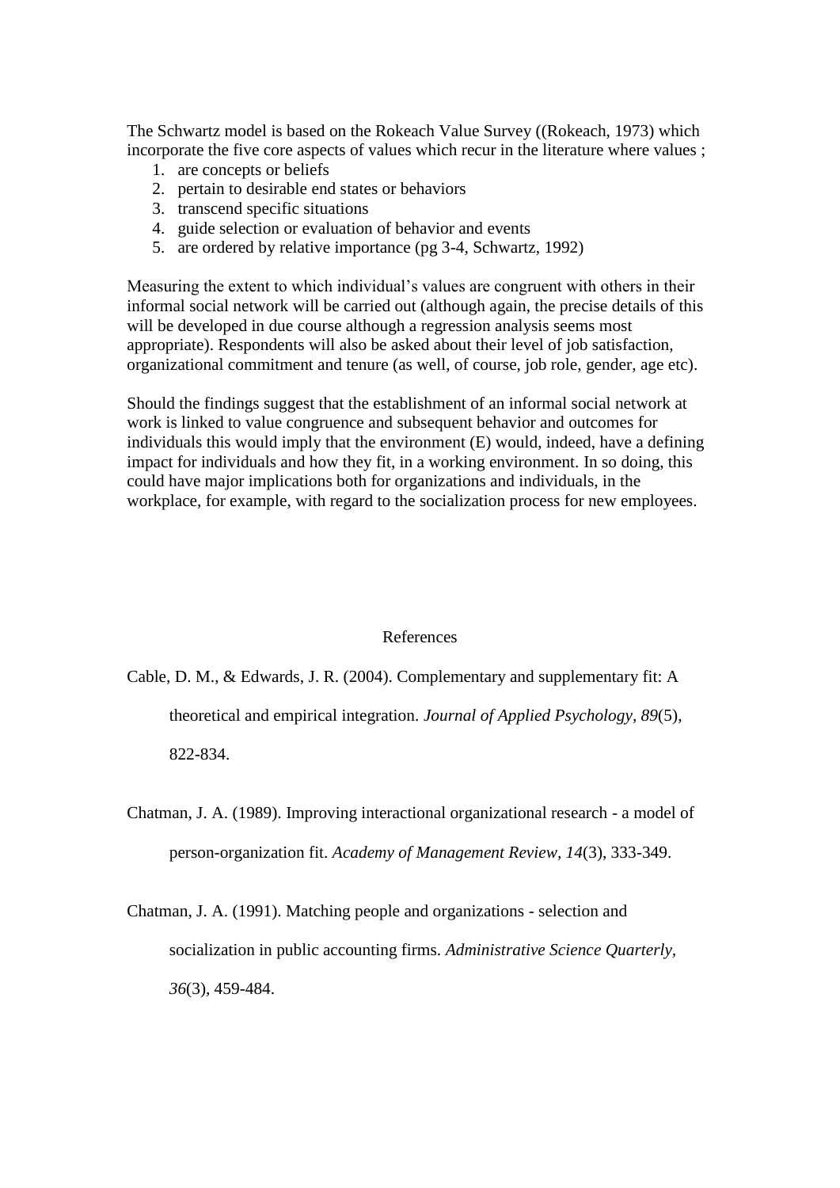The Schwartz model is based on the Rokeach Value Survey ((Rokeach, 1973) which incorporate the five core aspects of values which recur in the literature where values ;

1. are concepts or beliefs
2. pertain to desirable end states or behaviors
3. transcend specific situations
4. guide selection or evaluation of behavior and events
5. are ordered by relative importance (pg 3-4, Schwartz, 1992)

Measuring the extent to which individual's values are congruent with others in their informal social network will be carried out (although again, the precise details of this will be developed in due course although a regression analysis seems most appropriate). Respondents will also be asked about their level of job satisfaction, organizational commitment and tenure (as well, of course, job role, gender, age etc).

Should the findings suggest that the establishment of an informal social network at work is linked to value congruence and subsequent behavior and outcomes for individuals this would imply that the environment (E) would, indeed, have a defining impact for individuals and how they fit, in a working environment. In so doing, this could have major implications both for organizations and individuals, in the workplace, for example, with regard to the socialization process for new employees.

## References

Cable, D. M., & Edwards, J. R. (2004). Complementary and supplementary fit: A theoretical and empirical integration. *Journal of Applied Psychology, 89*(5), 822-834.

Chatman, J. A. (1989). Improving interactional organizational research - a model of person-organization fit. *Academy of Management Review, 14*(3), 333-349.

Chatman, J. A. (1991). Matching people and organizations - selection and socialization in public accounting firms. *Administrative Science Quarterly, 36*(3), 459-484.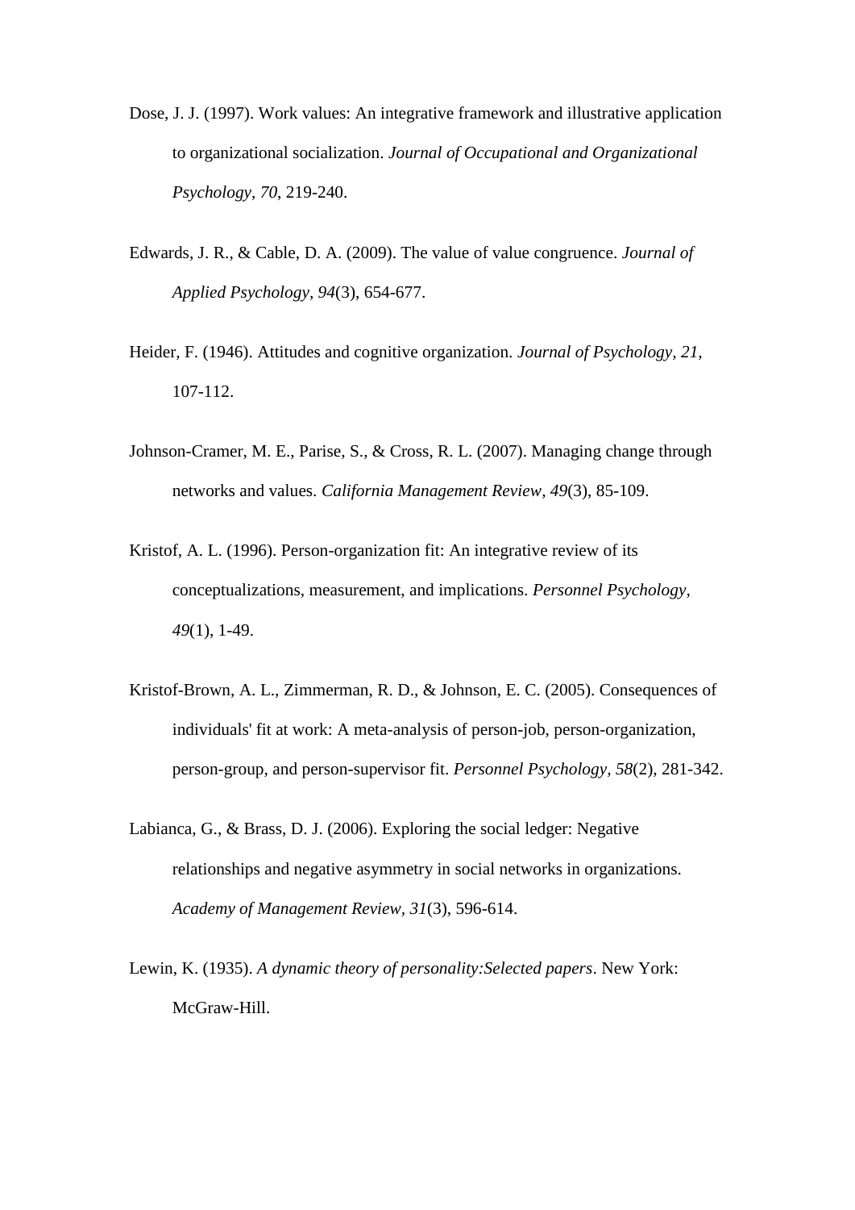Dose, J. J. (1997). Work values: An integrative framework and illustrative application to organizational socialization. *Journal of Occupational and Organizational Psychology, 70*, 219-240.

Edwards, J. R., & Cable, D. A. (2009). The value of value congruence. *Journal of Applied Psychology, 94*(3), 654-677.

Heider, F. (1946). Attitudes and cognitive organization. *Journal of Psychology, 21*, 107-112.

Johnson-Cramer, M. E., Parise, S., & Cross, R. L. (2007). Managing change through networks and values. *California Management Review, 49*(3), 85-109.

Kristof, A. L. (1996). Person-organization fit: An integrative review of its conceptualizations, measurement, and implications. *Personnel Psychology, 49*(1), 1-49.

Kristof-Brown, A. L., Zimmerman, R. D., & Johnson, E. C. (2005). Consequences of individuals' fit at work: A meta-analysis of person-job, person-organization, person-group, and person-supervisor fit. *Personnel Psychology, 58*(2), 281-342.

Labianca, G., & Brass, D. J. (2006). Exploring the social ledger: Negative relationships and negative asymmetry in social networks in organizations. *Academy of Management Review, 31*(3), 596-614.

Lewin, K. (1935). *A dynamic theory of personality:Selected papers*. New York: McGraw-Hill.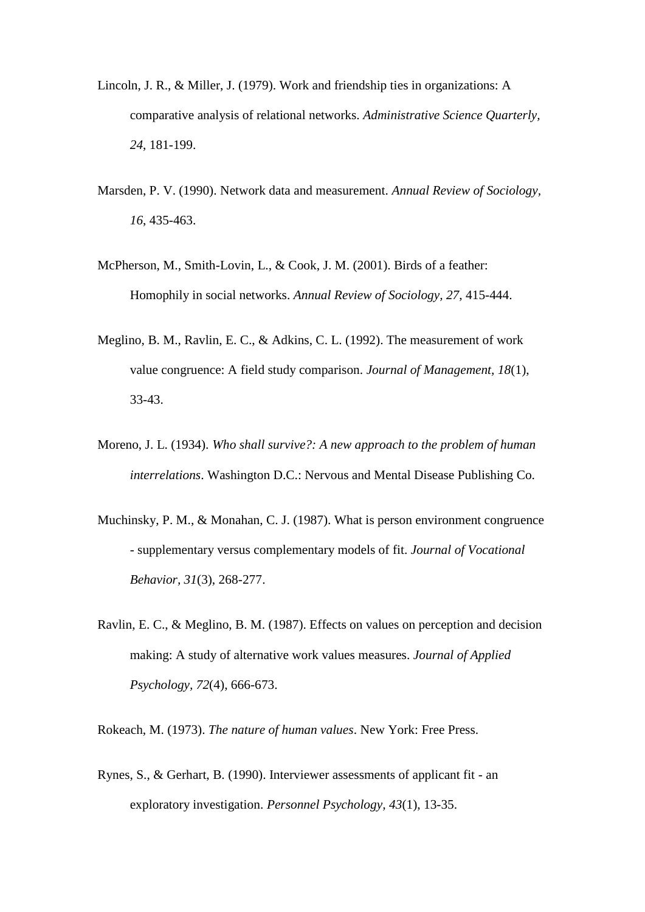Lincoln, J. R., & Miller, J. (1979). Work and friendship ties in organizations: A comparative analysis of relational networks. *Administrative Science Quarterly, 24*, 181-199.

Marsden, P. V. (1990). Network data and measurement. *Annual Review of Sociology, 16*, 435-463.

McPherson, M., Smith-Lovin, L., & Cook, J. M. (2001). Birds of a feather: Homophily in social networks. *Annual Review of Sociology, 27*, 415-444.

Meglino, B. M., Ravlin, E. C., & Adkins, C. L. (1992). The measurement of work value congruence: A field study comparison. *Journal of Management, 18*(1), 33-43.

Moreno, J. L. (1934). *Who shall survive?: A new approach to the problem of human interrelations*. Washington D.C.: Nervous and Mental Disease Publishing Co.

Muchinsky, P. M., & Monahan, C. J. (1987). What is person environment congruence - supplementary versus complementary models of fit. *Journal of Vocational Behavior, 31*(3), 268-277.

Ravlin, E. C., & Meglino, B. M. (1987). Effects on values on perception and decision making: A study of alternative work values measures. *Journal of Applied Psychology, 72*(4), 666-673.

Rokeach, M. (1973). *The nature of human values*. New York: Free Press.

Rynes, S., & Gerhart, B. (1990). Interviewer assessments of applicant fit - an exploratory investigation. *Personnel Psychology, 43*(1), 13-35.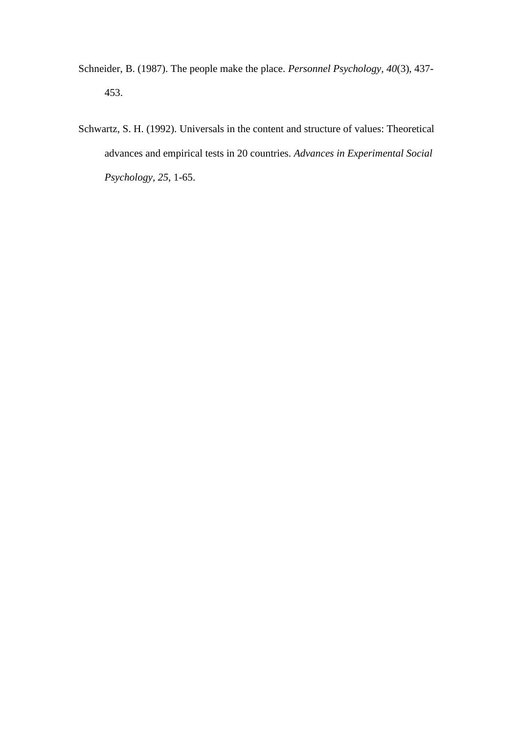Schneider, B. (1987). The people make the place. *Personnel Psychology, 40*(3), 437-453.

Schwartz, S. H. (1992). Universals in the content and structure of values: Theoretical advances and empirical tests in 20 countries. *Advances in Experimental Social Psychology, 25*, 1-65.